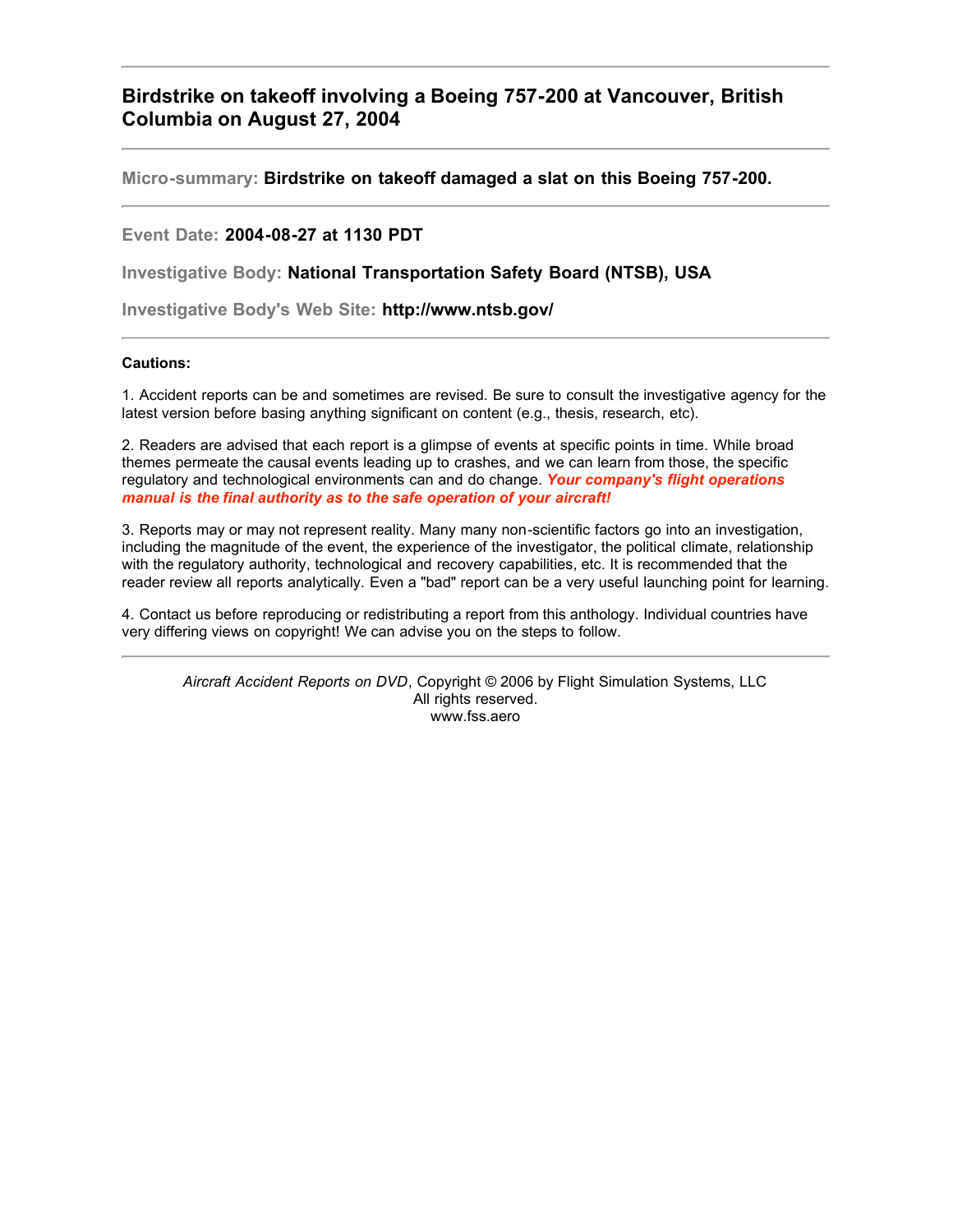## Birdstrike on takeoff involving a Boeing 757-200 at Vancouver, British Columbia on August 27, 2004

---

**Micro-summary: Birdstrike on takeoff damaged a slat on this Boeing 757-200.**

---

**Event Date: 2004-08-27 at 1130 PDT**

**Investigative Body: National Transportation Safety Board (NTSB), USA**

**Investigative Body's Web Site: http://www.ntsb.gov/**

---

**Cautions:**

1. Accident reports can be and sometimes are revised. Be sure to consult the investigative agency for the latest version before basing anything significant on content (e.g., thesis, research, etc).

2. Readers are advised that each report is a glimpse of events at specific points in time. While broad themes permeate the causal events leading up to crashes, and we can learn from those, the specific regulatory and technological environments can and do change. ***Your company's flight operations manual is the final authority as to the safe operation of your aircraft!***

3. Reports may or may not represent reality. Many many non-scientific factors go into an investigation, including the magnitude of the event, the experience of the investigator, the political climate, relationship with the regulatory authority, technological and recovery capabilities, etc. It is recommended that the reader review all reports analytically. Even a "bad" report can be a very useful launching point for learning.

4. Contact us before reproducing or redistributing a report from this anthology. Individual countries have very differing views on copyright! We can advise you on the steps to follow.

---

*Aircraft Accident Reports on DVD*, Copyright © 2006 by Flight Simulation Systems, LLC
All rights reserved.
www.fss.aero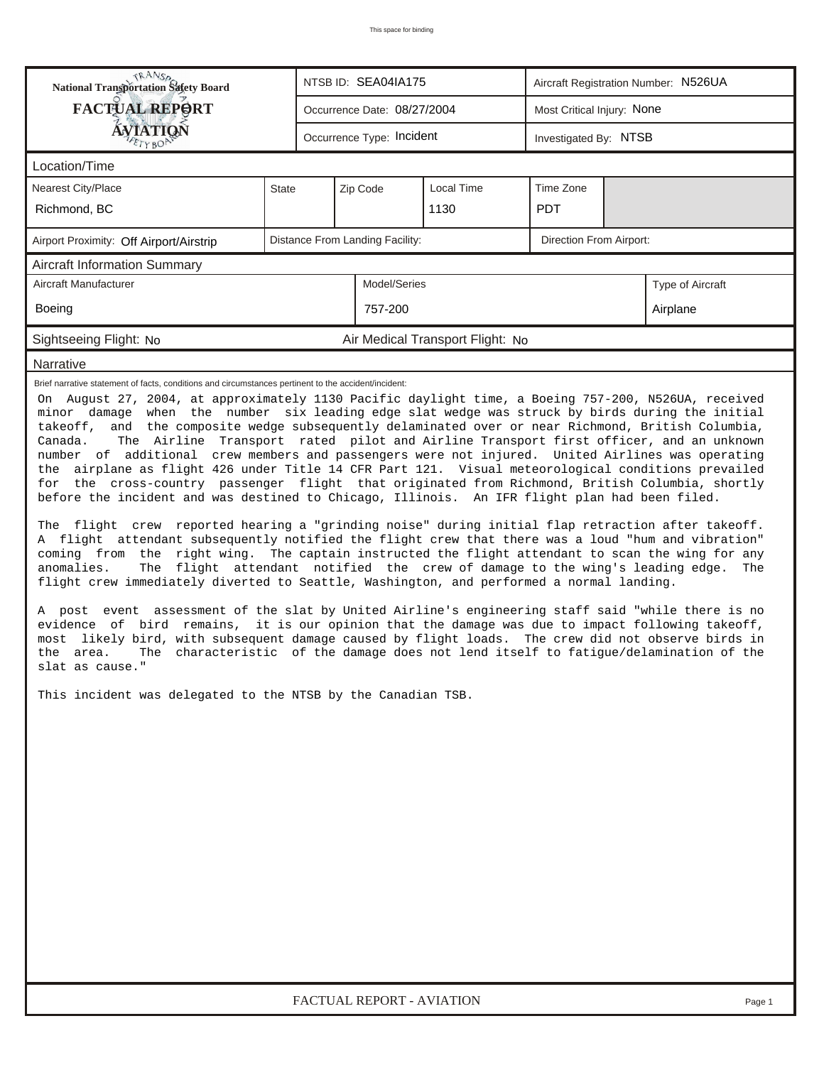| National Transportation Safety Board FACTUAL REPORT AVIATION | NTSB ID: SEA04IA175 | Aircraft Registration Number: N526UA |
| --- | --- | --- |
| | Occurrence Date: 08/27/2004 | Most Critical Injury: None |
| | Occurrence Type: Incident | Investigated By: NTSB |

## Location/Time

| Nearest City/Place | State | Zip Code | Local Time | Time Zone |
| --- | --- | --- | --- | --- |
| Richmond, BC | | | 1130 | PDT |

| Airport Proximity: Off Airport/Airstrip | Distance From Landing Facility: | Direction From Airport: |
| --- | --- | --- |

## Aircraft Information Summary

| Aircraft Manufacturer | Model/Series | Type of Aircraft |
| --- | --- | --- |
| Boeing | 757-200 | Airplane |

Sightseeing Flight: No  Air Medical Transport Flight: No

## Narrative

Brief narrative statement of facts, conditions and circumstances pertinent to the accident/incident:

On August 27, 2004, at approximately 1130 Pacific daylight time, a Boeing 757-200, N526UA, received minor damage when the number six leading edge slat wedge was struck by birds during the initial takeoff, and the composite wedge subsequently delaminated over or near Richmond, British Columbia, Canada. The Airline Transport rated pilot and Airline Transport first officer, and an unknown number of additional crew members and passengers were not injured. United Airlines was operating the airplane as flight 426 under Title 14 CFR Part 121. Visual meteorological conditions prevailed for the cross-country passenger flight that originated from Richmond, British Columbia, shortly before the incident and was destined to Chicago, Illinois. An IFR flight plan had been filed.

The flight crew reported hearing a "grinding noise" during initial flap retraction after takeoff. A flight attendant subsequently notified the flight crew that there was a loud "hum and vibration" coming from the right wing. The captain instructed the flight attendant to scan the wing for any anomalies. The flight attendant notified the crew of damage to the wing's leading edge. The flight crew immediately diverted to Seattle, Washington, and performed a normal landing.

A post event assessment of the slat by United Airline's engineering staff said "while there is no evidence of bird remains, it is our opinion that the damage was due to impact following takeoff, most likely bird, with subsequent damage caused by flight loads. The crew did not observe birds in the area. The characteristic of the damage does not lend itself to fatigue/delamination of the slat as cause."

This incident was delegated to the NTSB by the Canadian TSB.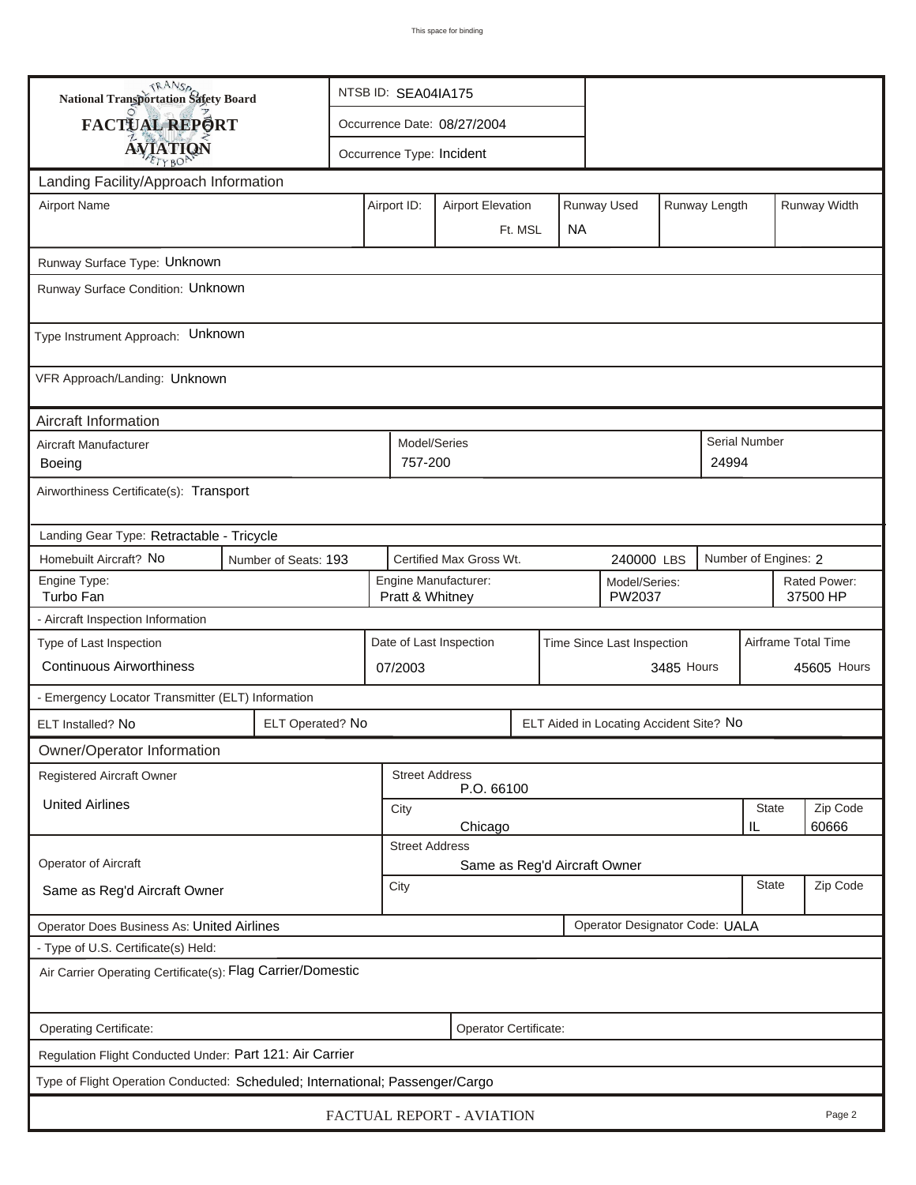This space for binding

| National Transportation Safety Board FACTUAL REPORT AVIATION | NTSB ID: SEA04IA175 |
|---|---|
| | Occurrence Date: 08/27/2004 |
| | Occurrence Type: Incident |

## Landing Facility/Approach Information

| Airport Name | Airport ID: | Airport Elevation | Runway Used | Runway Length | Runway Width |
|---|---|---|---|---|---|
| | | Ft. MSL | NA | | |

Runway Surface Type: Unknown

Runway Surface Condition: Unknown

Type Instrument Approach: Unknown

VFR Approach/Landing: Unknown

## Aircraft Information

| Aircraft Manufacturer | Model/Series | Serial Number |
|---|---|---|
| Boeing | 757-200 | 24994 |

Airworthiness Certificate(s): Transport

Landing Gear Type: Retractable - Tricycle

| Homebuilt Aircraft? No | Number of Seats: 193 | Certified Max Gross Wt. 240000 LBS | Number of Engines: 2 |
|---|---|---|---|

| Engine Type: | Engine Manufacturer: | Model/Series: | Rated Power: |
|---|---|---|---|
| Turbo Fan | Pratt & Whitney | PW2037 | 37500 HP |

- Aircraft Inspection Information

| Type of Last Inspection | Date of Last Inspection | Time Since Last Inspection | Airframe Total Time |
|---|---|---|---|
| Continuous Airworthiness | 07/2003 | 3485 Hours | 45605 Hours |

- Emergency Locator Transmitter (ELT) Information

| ELT Installed? No | ELT Operated? No | ELT Aided in Locating Accident Site? No |
|---|---|---|

## Owner/Operator Information

| Registered Aircraft Owner | Street Address | | |
|---|---|---|---|
| United Airlines | P.O. 66100 | | |
| | City | State | Zip Code |
| | Chicago | IL | 60666 |

| Operator of Aircraft | Street Address | | |
|---|---|---|---|
| Same as Reg'd Aircraft Owner | Same as Reg'd Aircraft Owner | | |
| | City | State | Zip Code |
| | | | |

Operator Does Business As: United Airlines

Operator Designator Code: UALA

- Type of U.S. Certificate(s) Held:

Air Carrier Operating Certificate(s): Flag Carrier/Domestic

Operating Certificate:

Operator Certificate:

Regulation Flight Conducted Under: Part 121: Air Carrier

Type of Flight Operation Conducted: Scheduled; International; Passenger/Cargo

FACTUAL REPORT - AVIATION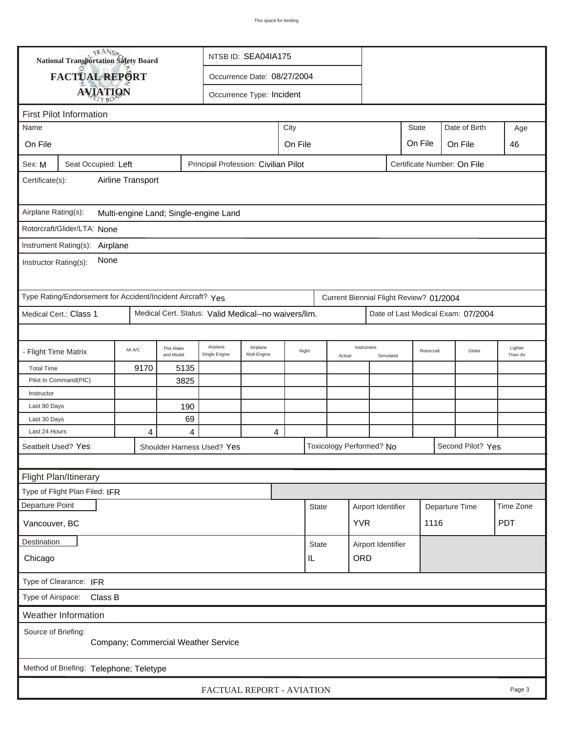This space for binding

National Transportation Safety Board

# FACTUAL REPORT
## AVIATION

NTSB ID: SEA04IA175

Occurrence Date: 08/27/2004

Occurrence Type: Incident

## First Pilot Information

| Name | City | State | Date of Birth | Age |
|---|---|---|---|---|
| On File | On File | On File | On File | 46 |

Sex: M | Seat Occupied: Left | Principal Profession: Civilian Pilot | Certificate Number: On File

Certificate(s): Airline Transport

Airplane Rating(s): Multi-engine Land; Single-engine Land

Rotorcraft/Glider/LTA: None

Instrument Rating(s): Airplane

Instructor Rating(s): None

Type Rating/Endorsement for Accident/Incident Aircraft? Yes | Current Biennial Flight Review? 01/2004

Medical Cert.: Class 1 | Medical Cert. Status: Valid Medical--no waivers/lim. | Date of Last Medical Exam: 07/2004

| - Flight Time Matrix | All A/C | This Make and Model | Airplane Single Engine | Airplane Mult-Engine | Night | Instrument Actual | Instrument Simulated | Rotorcraft | Glider | Lighter Than Air |
|---|---|---|---|---|---|---|---|---|---|---|
| Total Time | 9170 | 5135 | | | | | | | | |
| Pilot In Command(PIC) | | 3825 | | | | | | | | |
| Instructor | | | | | | | | | | |
| Last 90 Days | | 190 | | | | | | | | |
| Last 30 Days | | 69 | | | | | | | | |
| Last 24 Hours | 4 | 4 | | 4 | | | | | | |

Seatbelt Used? Yes | Shoulder Harness Used? Yes | Toxicology Performed? No | Second Pilot? Yes

## Flight Plan/Itinerary

Type of Flight Plan Filed: IFR

| Departure Point | State | Airport Identifier | Departure Time | Time Zone |
|---|---|---|---|---|
| Vancouver, BC | | YVR | 1116 | PDT |

| Destination | State | Airport Identifier |
|---|---|---|
| Chicago | IL | ORD |

Type of Clearance: IFR

Type of Airspace: Class B

## Weather Information

Source of Briefing: Company; Commercial Weather Service

Method of Briefing: Telephone; Teletype

FACTUAL REPORT - AVIATION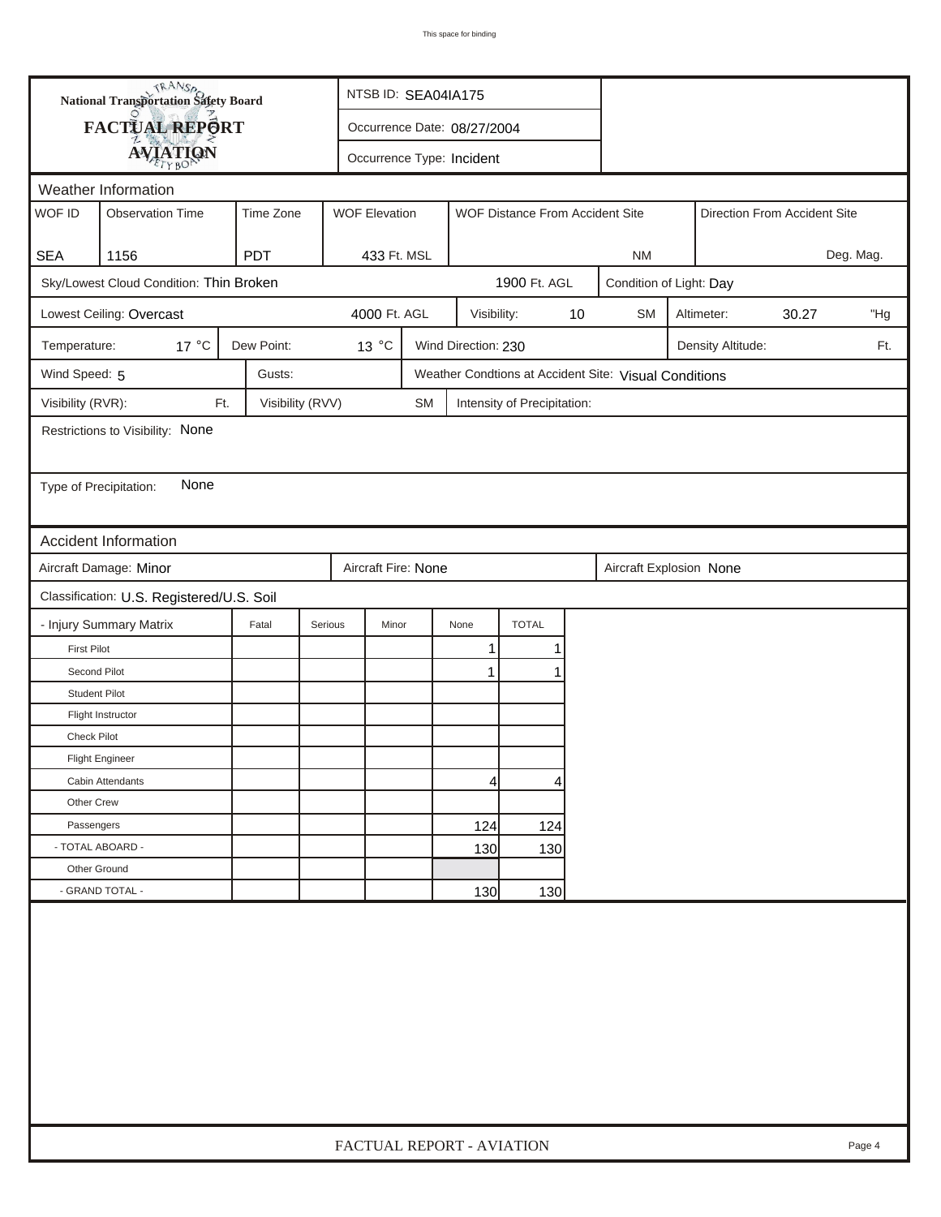**National Transportation Safety Board**

**FACTUAL REPORT**

**AVIATION**

NTSB ID: SEA04IA175

Occurrence Date: 08/27/2004

Occurrence Type: Incident

## Weather Information

| WOF ID | Observation Time | Time Zone | WOF Elevation | WOF Distance From Accident Site | Direction From Accident Site |
|---|---|---|---|---|---|
| SEA | 1156 | PDT | 433 Ft. MSL | NM | Deg. Mag. |

Sky/Lowest Cloud Condition: Thin Broken — 1900 Ft. AGL — Condition of Light: Day

Lowest Ceiling: Overcast — 4000 Ft. AGL — Visibility: 10 SM — Altimeter: 30.27 "Hg

Temperature: 17 °C — Dew Point: 13 °C — Wind Direction: 230 — Density Altitude: Ft.

Wind Speed: 5 — Gusts: — Weather Condtions at Accident Site: Visual Conditions

Visibility (RVR): Ft. — Visibility (RVV) SM — Intensity of Precipitation:

Restrictions to Visibility: None

Type of Precipitation: None

## Accident Information

Aircraft Damage: Minor — Aircraft Fire: None — Aircraft Explosion None

Classification: U.S. Registered/U.S. Soil

| - Injury Summary Matrix | Fatal | Serious | Minor | None | TOTAL |
|---|---|---|---|---|---|
| First Pilot | | | | 1 | 1 |
| Second Pilot | | | | 1 | 1 |
| Student Pilot | | | | | |
| Flight Instructor | | | | | |
| Check Pilot | | | | | |
| Flight Engineer | | | | | |
| Cabin Attendants | | | | 4 | 4 |
| Other Crew | | | | | |
| Passengers | | | | 124 | 124 |
| - TOTAL ABOARD - | | | | 130 | 130 |
| Other Ground | | | | | |
| - GRAND TOTAL - | | | | 130 | 130 |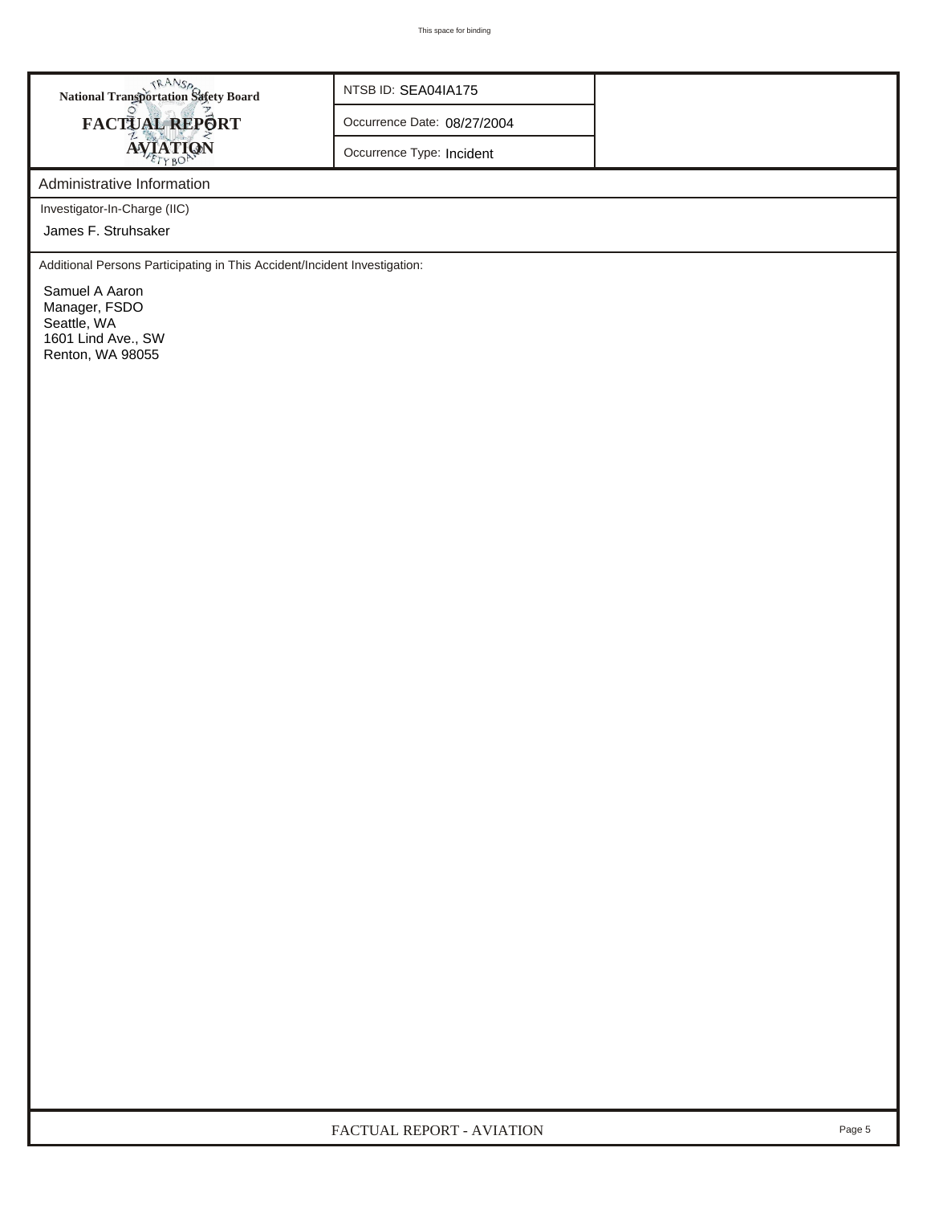**National Transportation Safety Board**
**FACTUAL REPORT**
**AVIATION**

NTSB ID: SEA04IA175

Occurrence Date: 08/27/2004

Occurrence Type: Incident

## Administrative Information

Investigator-In-Charge (IIC)

James F. Struhsaker

Additional Persons Participating in This Accident/Incident Investigation:

Samuel A Aaron
Manager, FSDO
Seattle, WA
1601 Lind Ave., SW
Renton, WA 98055